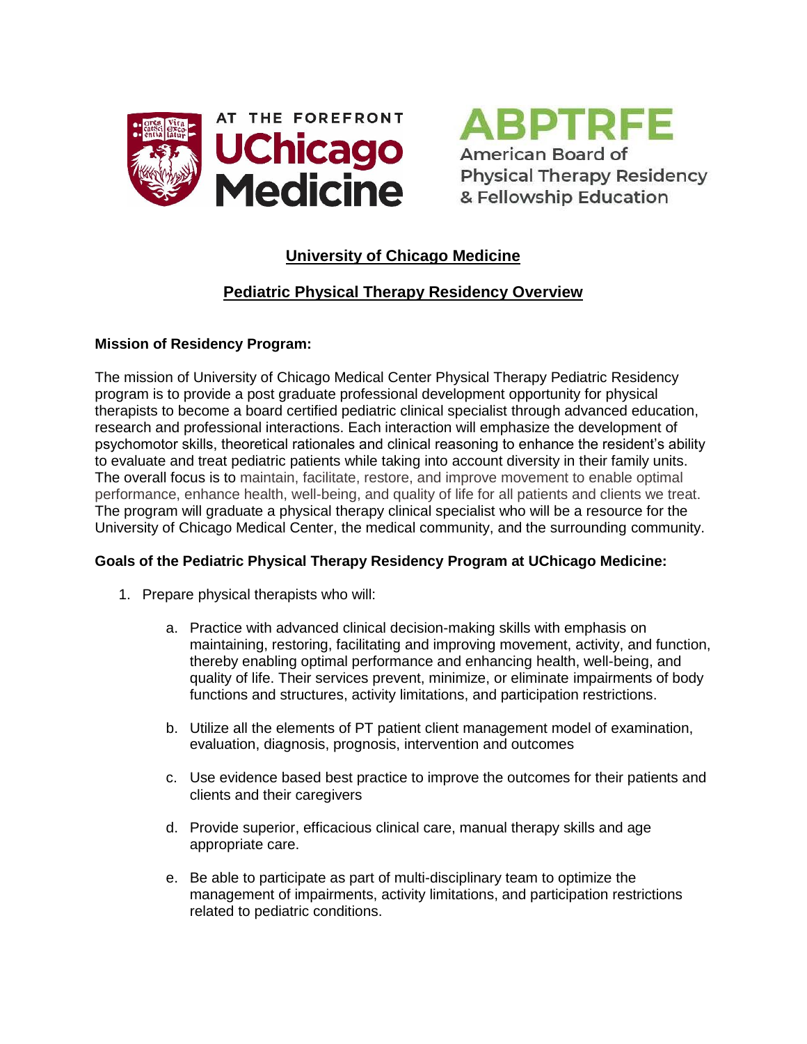AT THE FOREFRONT **UChicago Medicine**

**ABPTRFE** American Board of Physical Therapy Residency & Fellowship Education

# University of Chicago Medicine

## Pediatric Physical Therapy Residency Overview

**Mission of Residency Program:**

The mission of University of Chicago Medical Center Physical Therapy Pediatric Residency program is to provide a post graduate professional development opportunity for physical therapists to become a board certified pediatric clinical specialist through advanced education, research and professional interactions. Each interaction will emphasize the development of psychomotor skills, theoretical rationales and clinical reasoning to enhance the resident's ability to evaluate and treat pediatric patients while taking into account diversity in their family units. The overall focus is to maintain, facilitate, restore, and improve movement to enable optimal performance, enhance health, well-being, and quality of life for all patients and clients we treat. The program will graduate a physical therapy clinical specialist who will be a resource for the University of Chicago Medical Center, the medical community, and the surrounding community.

**Goals of the Pediatric Physical Therapy Residency Program at UChicago Medicine:**

1. Prepare physical therapists who will:

   a. Practice with advanced clinical decision-making skills with emphasis on maintaining, restoring, facilitating and improving movement, activity, and function, thereby enabling optimal performance and enhancing health, well-being, and quality of life. Their services prevent, minimize, or eliminate impairments of body functions and structures, activity limitations, and participation restrictions.

   b. Utilize all the elements of PT patient client management model of examination, evaluation, diagnosis, prognosis, intervention and outcomes

   c. Use evidence based best practice to improve the outcomes for their patients and clients and their caregivers

   d. Provide superior, efficacious clinical care, manual therapy skills and age appropriate care.

   e. Be able to participate as part of multi-disciplinary team to optimize the management of impairments, activity limitations, and participation restrictions related to pediatric conditions.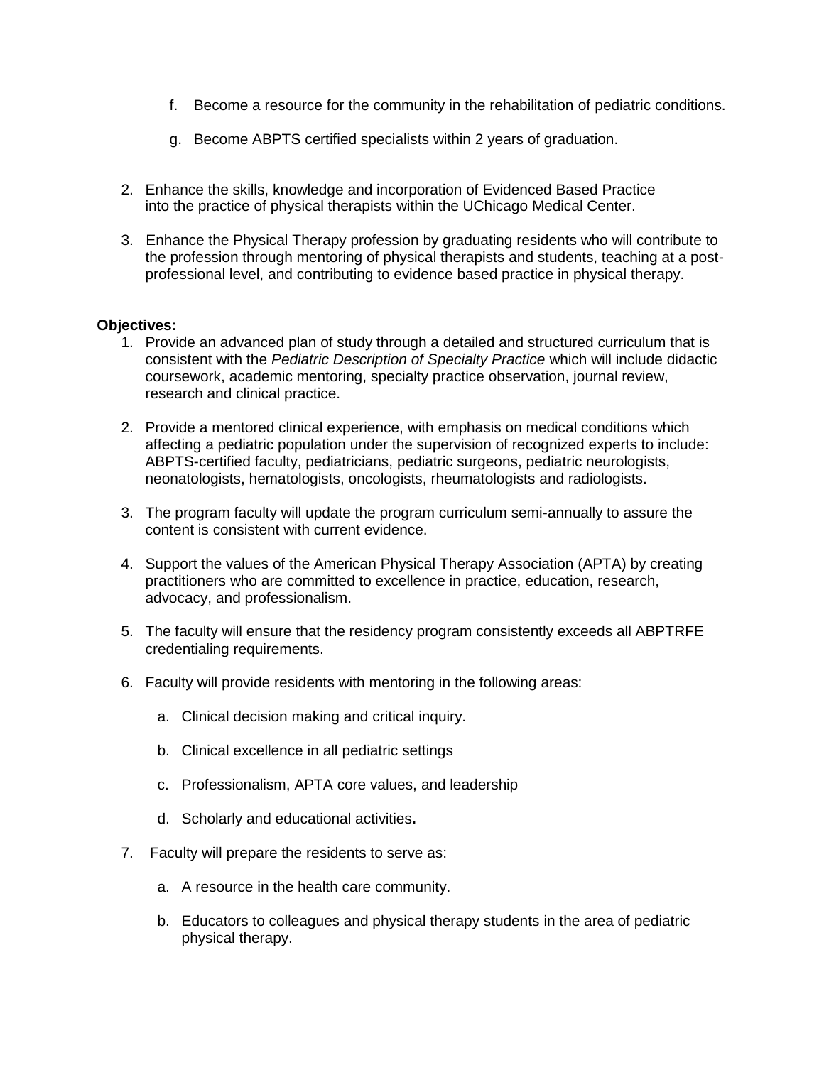f. Become a resource for the community in the rehabilitation of pediatric conditions.

   g. Become ABPTS certified specialists within 2 years of graduation.

2. Enhance the skills, knowledge and incorporation of Evidenced Based Practice into the practice of physical therapists within the UChicago Medical Center.

3. Enhance the Physical Therapy profession by graduating residents who will contribute to the profession through mentoring of physical therapists and students, teaching at a post-professional level, and contributing to evidence based practice in physical therapy.

**Objectives:**

1. Provide an advanced plan of study through a detailed and structured curriculum that is consistent with the *Pediatric Description of Specialty Practice* which will include didactic coursework, academic mentoring, specialty practice observation, journal review, research and clinical practice.

2. Provide a mentored clinical experience, with emphasis on medical conditions which affecting a pediatric population under the supervision of recognized experts to include: ABPTS-certified faculty, pediatricians, pediatric surgeons, pediatric neurologists, neonatologists, hematologists, oncologists, rheumatologists and radiologists.

3. The program faculty will update the program curriculum semi-annually to assure the content is consistent with current evidence.

4. Support the values of the American Physical Therapy Association (APTA) by creating practitioners who are committed to excellence in practice, education, research, advocacy, and professionalism.

5. The faculty will ensure that the residency program consistently exceeds all ABPTRFE credentialing requirements.

6. Faculty will provide residents with mentoring in the following areas:

   a. Clinical decision making and critical inquiry.

   b. Clinical excellence in all pediatric settings

   c. Professionalism, APTA core values, and leadership

   d. Scholarly and educational activities**.**

7. Faculty will prepare the residents to serve as:

   a. A resource in the health care community.

   b. Educators to colleagues and physical therapy students in the area of pediatric physical therapy.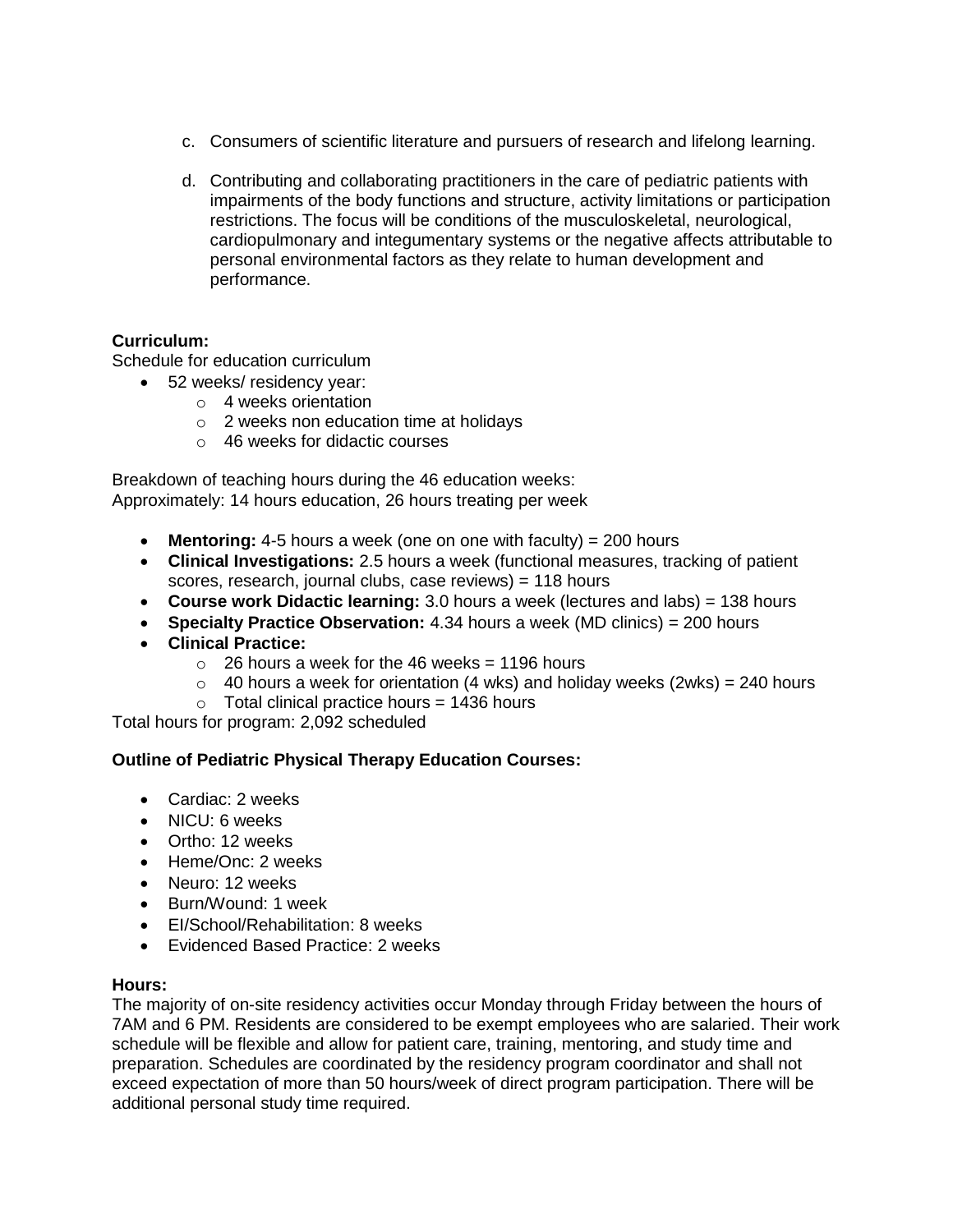c. Consumers of scientific literature and pursuers of research and lifelong learning.

d. Contributing and collaborating practitioners in the care of pediatric patients with impairments of the body functions and structure, activity limitations or participation restrictions. The focus will be conditions of the musculoskeletal, neurological, cardiopulmonary and integumentary systems or the negative affects attributable to personal environmental factors as they relate to human development and performance.

**Curriculum:**
Schedule for education curriculum

- 52 weeks/ residency year:
  - 4 weeks orientation
  - 2 weeks non education time at holidays
  - 46 weeks for didactic courses

Breakdown of teaching hours during the 46 education weeks:
Approximately: 14 hours education, 26 hours treating per week

- **Mentoring:** 4-5 hours a week (one on one with faculty) = 200 hours
- **Clinical Investigations:** 2.5 hours a week (functional measures, tracking of patient scores, research, journal clubs, case reviews) = 118 hours
- **Course work Didactic learning:** 3.0 hours a week (lectures and labs) = 138 hours
- **Specialty Practice Observation:** 4.34 hours a week (MD clinics) = 200 hours
- **Clinical Practice:**
  - 26 hours a week for the 46 weeks = 1196 hours
  - 40 hours a week for orientation (4 wks) and holiday weeks (2wks) = 240 hours
  - Total clinical practice hours = 1436 hours

Total hours for program: 2,092 scheduled

**Outline of Pediatric Physical Therapy Education Courses:**

- Cardiac: 2 weeks
- NICU: 6 weeks
- Ortho: 12 weeks
- Heme/Onc: 2 weeks
- Neuro: 12 weeks
- Burn/Wound: 1 week
- EI/School/Rehabilitation: 8 weeks
- Evidenced Based Practice: 2 weeks

**Hours:**
The majority of on-site residency activities occur Monday through Friday between the hours of 7AM and 6 PM. Residents are considered to be exempt employees who are salaried. Their work schedule will be flexible and allow for patient care, training, mentoring, and study time and preparation. Schedules are coordinated by the residency program coordinator and shall not exceed expectation of more than 50 hours/week of direct program participation. There will be additional personal study time required.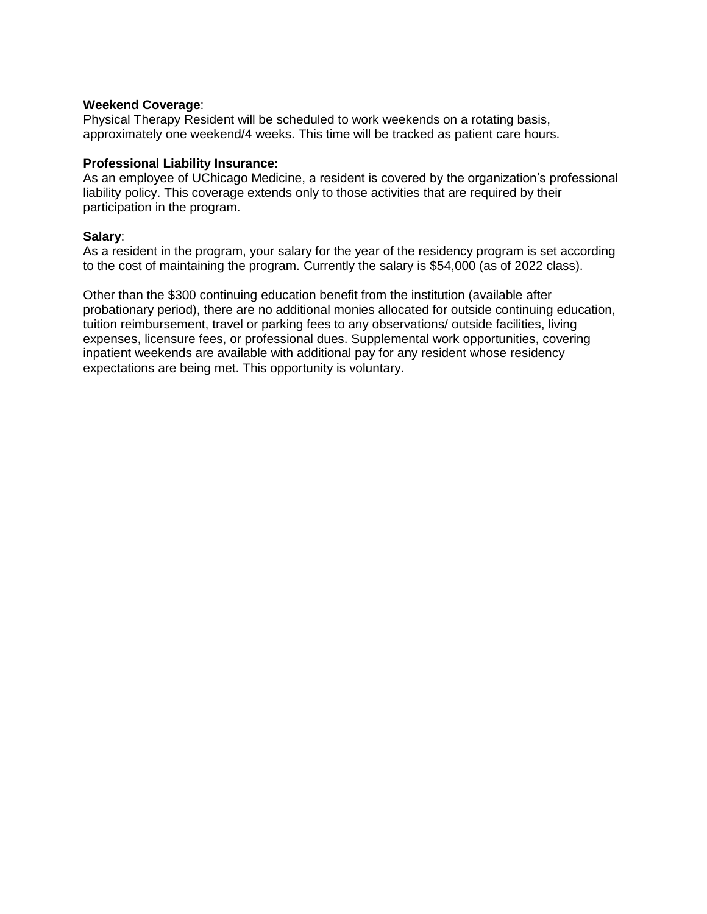**Weekend Coverage**:
Physical Therapy Resident will be scheduled to work weekends on a rotating basis, approximately one weekend/4 weeks. This time will be tracked as patient care hours.

**Professional Liability Insurance:**
As an employee of UChicago Medicine, a resident is covered by the organization's professional liability policy. This coverage extends only to those activities that are required by their participation in the program.

**Salary**:
As a resident in the program, your salary for the year of the residency program is set according to the cost of maintaining the program. Currently the salary is $54,000 (as of 2022 class).

Other than the $300 continuing education benefit from the institution (available after probationary period), there are no additional monies allocated for outside continuing education, tuition reimbursement, travel or parking fees to any observations/ outside facilities, living expenses, licensure fees, or professional dues. Supplemental work opportunities, covering inpatient weekends are available with additional pay for any resident whose residency expectations are being met. This opportunity is voluntary.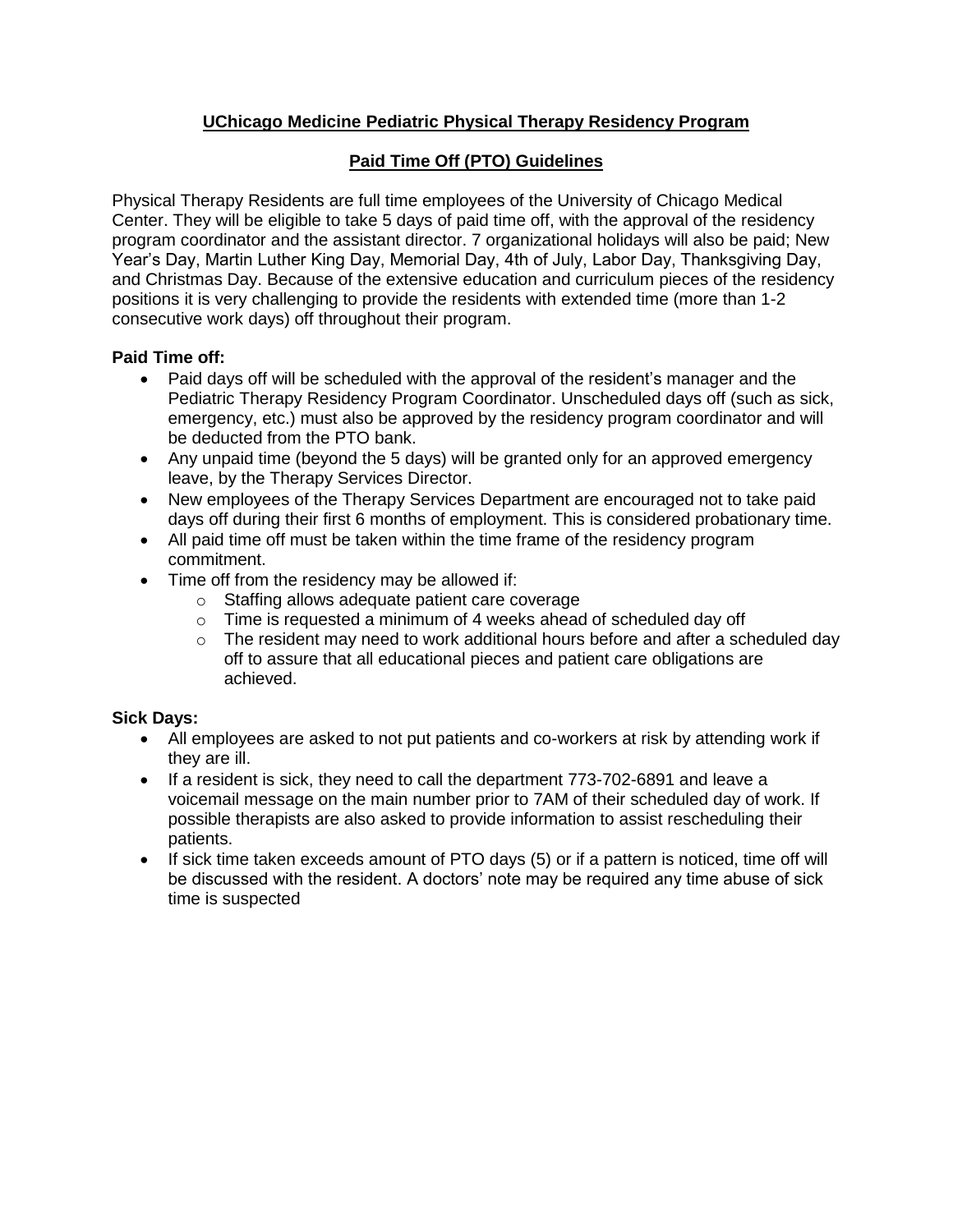## UChicago Medicine Pediatric Physical Therapy Residency Program

## Paid Time Off (PTO) Guidelines

Physical Therapy Residents are full time employees of the University of Chicago Medical Center. They will be eligible to take 5 days of paid time off, with the approval of the residency program coordinator and the assistant director. 7 organizational holidays will also be paid; New Year's Day, Martin Luther King Day, Memorial Day, 4th of July, Labor Day, Thanksgiving Day, and Christmas Day. Because of the extensive education and curriculum pieces of the residency positions it is very challenging to provide the residents with extended time (more than 1-2 consecutive work days) off throughout their program.

**Paid Time off:**

- Paid days off will be scheduled with the approval of the resident's manager and the Pediatric Therapy Residency Program Coordinator. Unscheduled days off (such as sick, emergency, etc.) must also be approved by the residency program coordinator and will be deducted from the PTO bank.
- Any unpaid time (beyond the 5 days) will be granted only for an approved emergency leave, by the Therapy Services Director.
- New employees of the Therapy Services Department are encouraged not to take paid days off during their first 6 months of employment. This is considered probationary time.
- All paid time off must be taken within the time frame of the residency program commitment.
- Time off from the residency may be allowed if:
  - Staffing allows adequate patient care coverage
  - Time is requested a minimum of 4 weeks ahead of scheduled day off
  - The resident may need to work additional hours before and after a scheduled day off to assure that all educational pieces and patient care obligations are achieved.

**Sick Days:**

- All employees are asked to not put patients and co-workers at risk by attending work if they are ill.
- If a resident is sick, they need to call the department 773-702-6891 and leave a voicemail message on the main number prior to 7AM of their scheduled day of work. If possible therapists are also asked to provide information to assist rescheduling their patients.
- If sick time taken exceeds amount of PTO days (5) or if a pattern is noticed, time off will be discussed with the resident. A doctors' note may be required any time abuse of sick time is suspected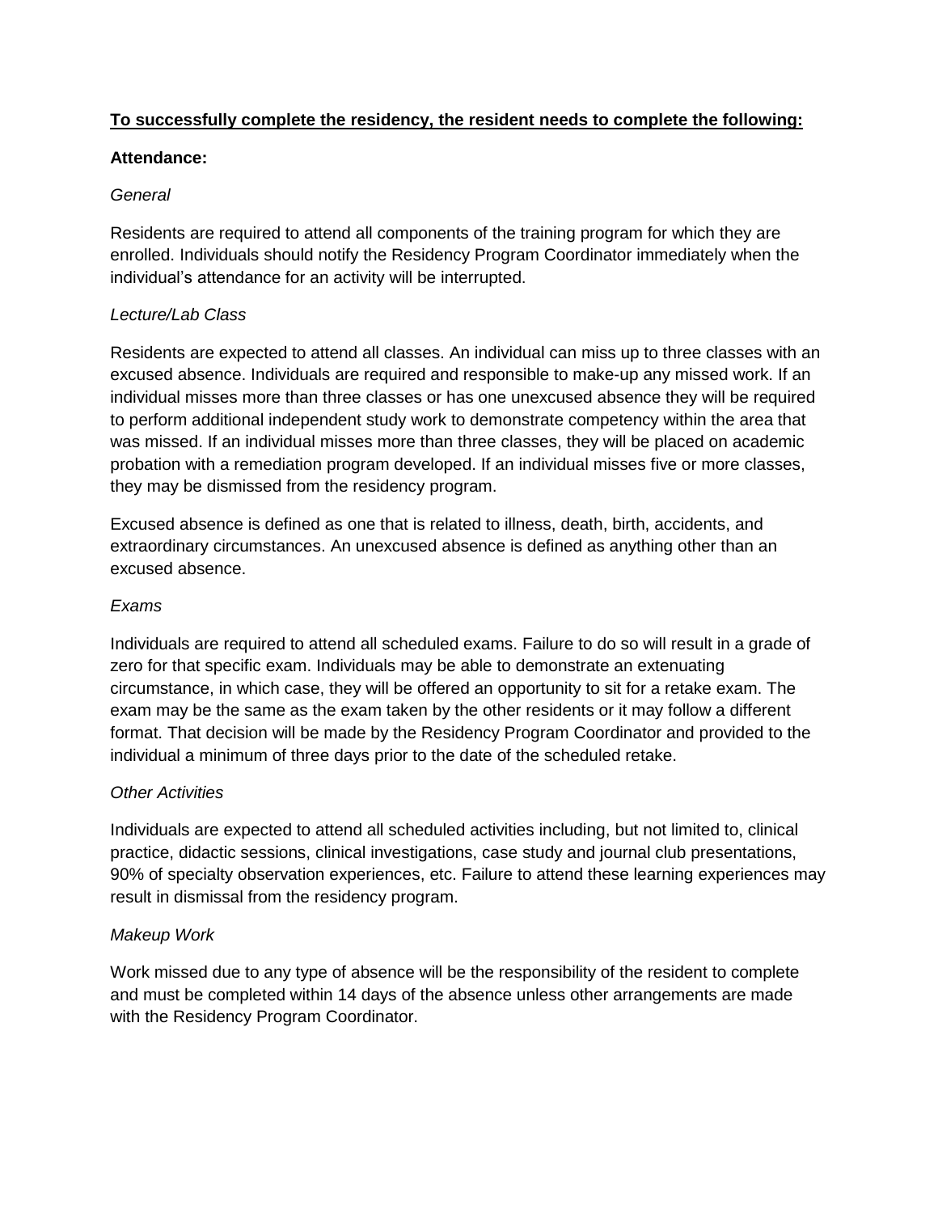**To successfully complete the residency, the resident needs to complete the following:**

**Attendance:**

*General*

Residents are required to attend all components of the training program for which they are enrolled. Individuals should notify the Residency Program Coordinator immediately when the individual's attendance for an activity will be interrupted.

*Lecture/Lab Class*

Residents are expected to attend all classes. An individual can miss up to three classes with an excused absence. Individuals are required and responsible to make-up any missed work. If an individual misses more than three classes or has one unexcused absence they will be required to perform additional independent study work to demonstrate competency within the area that was missed. If an individual misses more than three classes, they will be placed on academic probation with a remediation program developed. If an individual misses five or more classes, they may be dismissed from the residency program.

Excused absence is defined as one that is related to illness, death, birth, accidents, and extraordinary circumstances. An unexcused absence is defined as anything other than an excused absence.

*Exams*

Individuals are required to attend all scheduled exams. Failure to do so will result in a grade of zero for that specific exam. Individuals may be able to demonstrate an extenuating circumstance, in which case, they will be offered an opportunity to sit for a retake exam. The exam may be the same as the exam taken by the other residents or it may follow a different format. That decision will be made by the Residency Program Coordinator and provided to the individual a minimum of three days prior to the date of the scheduled retake.

*Other Activities*

Individuals are expected to attend all scheduled activities including, but not limited to, clinical practice, didactic sessions, clinical investigations, case study and journal club presentations, 90% of specialty observation experiences, etc. Failure to attend these learning experiences may result in dismissal from the residency program.

*Makeup Work*

Work missed due to any type of absence will be the responsibility of the resident to complete and must be completed within 14 days of the absence unless other arrangements are made with the Residency Program Coordinator.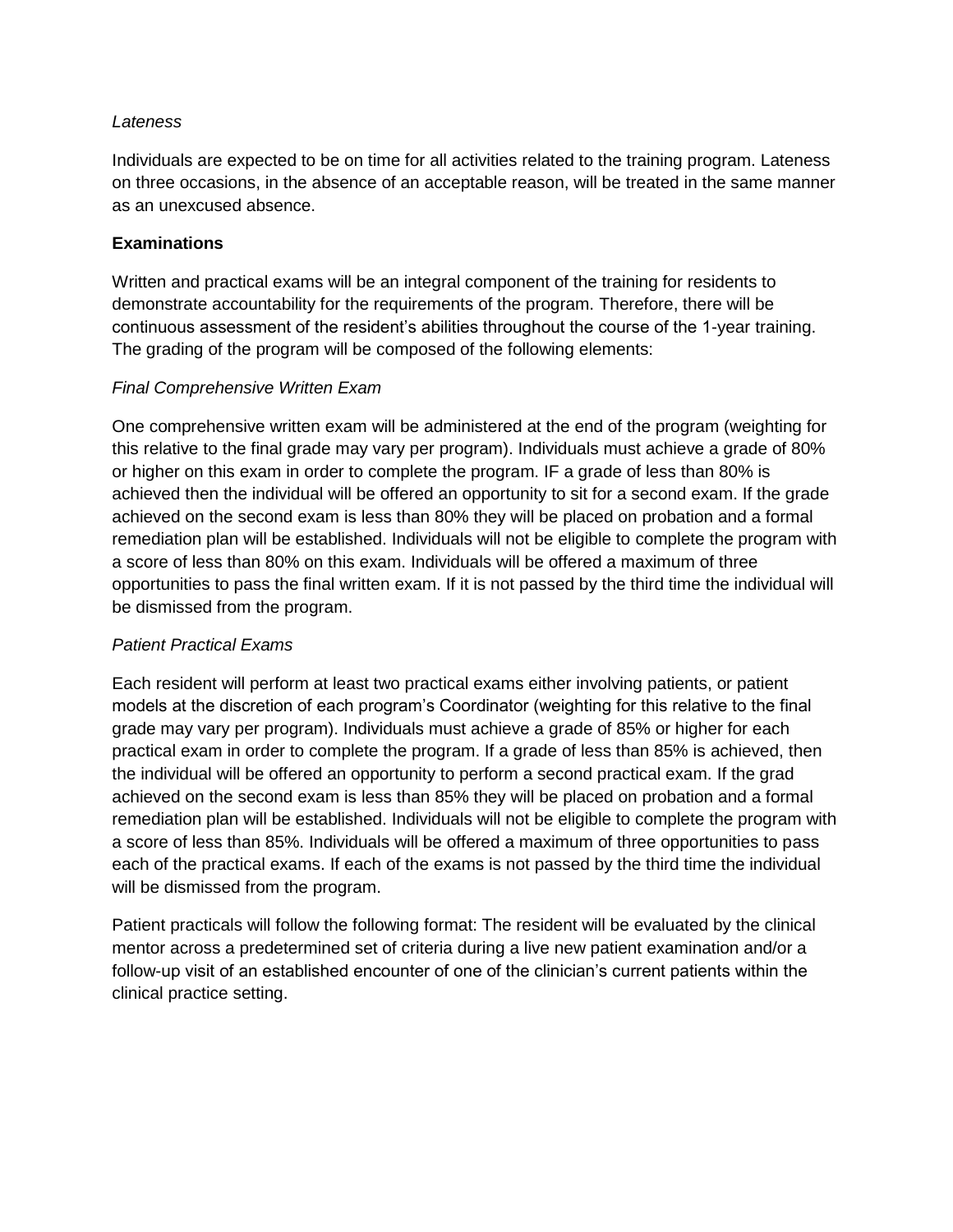*Lateness*

Individuals are expected to be on time for all activities related to the training program. Lateness on three occasions, in the absence of an acceptable reason, will be treated in the same manner as an unexcused absence.

**Examinations**

Written and practical exams will be an integral component of the training for residents to demonstrate accountability for the requirements of the program. Therefore, there will be continuous assessment of the resident's abilities throughout the course of the 1-year training. The grading of the program will be composed of the following elements:

*Final Comprehensive Written Exam*

One comprehensive written exam will be administered at the end of the program (weighting for this relative to the final grade may vary per program). Individuals must achieve a grade of 80% or higher on this exam in order to complete the program. IF a grade of less than 80% is achieved then the individual will be offered an opportunity to sit for a second exam. If the grade achieved on the second exam is less than 80% they will be placed on probation and a formal remediation plan will be established. Individuals will not be eligible to complete the program with a score of less than 80% on this exam. Individuals will be offered a maximum of three opportunities to pass the final written exam. If it is not passed by the third time the individual will be dismissed from the program.

*Patient Practical Exams*

Each resident will perform at least two practical exams either involving patients, or patient models at the discretion of each program's Coordinator (weighting for this relative to the final grade may vary per program). Individuals must achieve a grade of 85% or higher for each practical exam in order to complete the program. If a grade of less than 85% is achieved, then the individual will be offered an opportunity to perform a second practical exam. If the grad achieved on the second exam is less than 85% they will be placed on probation and a formal remediation plan will be established. Individuals will not be eligible to complete the program with a score of less than 85%. Individuals will be offered a maximum of three opportunities to pass each of the practical exams. If each of the exams is not passed by the third time the individual will be dismissed from the program.

Patient practicals will follow the following format: The resident will be evaluated by the clinical mentor across a predetermined set of criteria during a live new patient examination and/or a follow-up visit of an established encounter of one of the clinician's current patients within the clinical practice setting.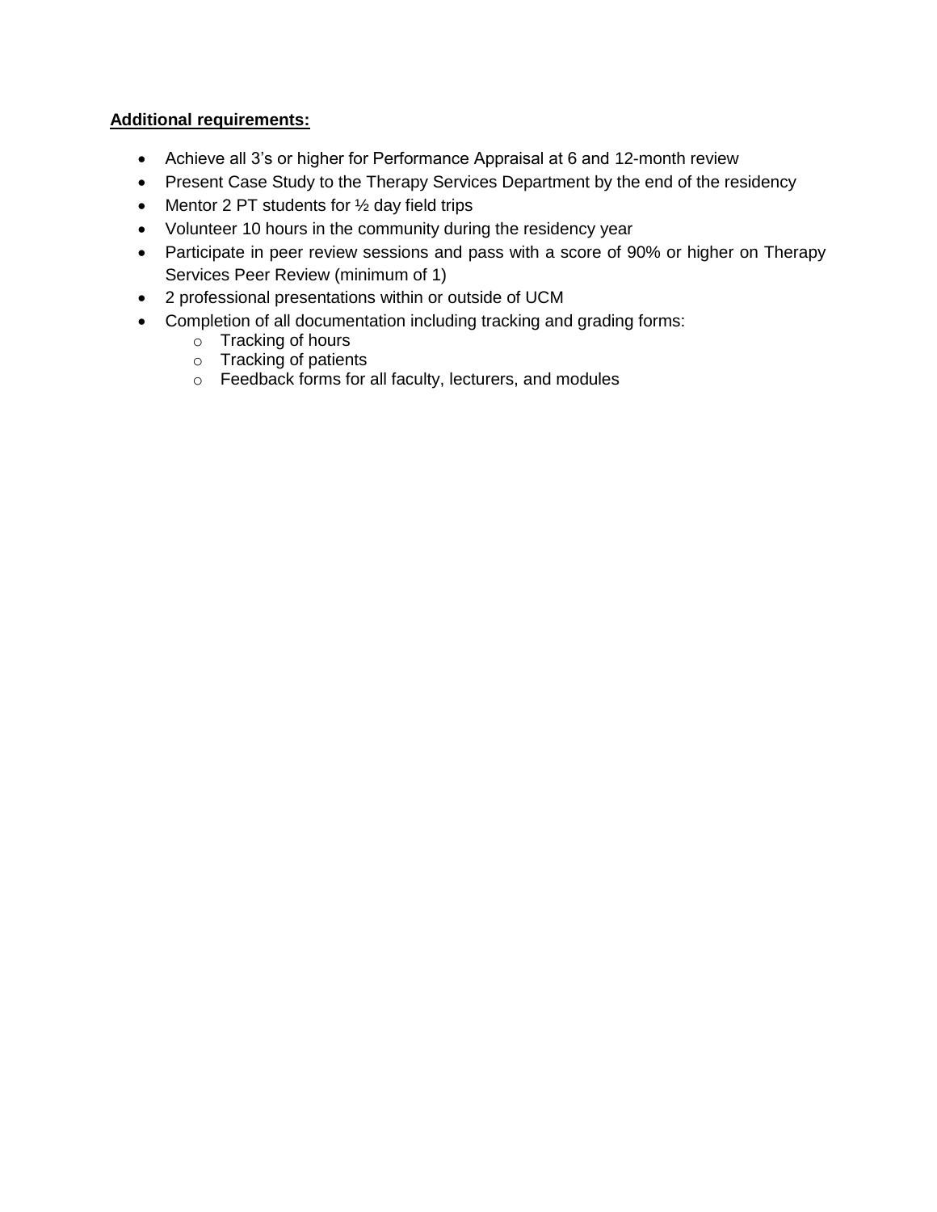**Additional requirements:**

- Achieve all 3's or higher for Performance Appraisal at 6 and 12-month review
- Present Case Study to the Therapy Services Department by the end of the residency
- Mentor 2 PT students for ½ day field trips
- Volunteer 10 hours in the community during the residency year
- Participate in peer review sessions and pass with a score of 90% or higher on Therapy Services Peer Review (minimum of 1)
- 2 professional presentations within or outside of UCM
- Completion of all documentation including tracking and grading forms:
  - Tracking of hours
  - Tracking of patients
  - Feedback forms for all faculty, lecturers, and modules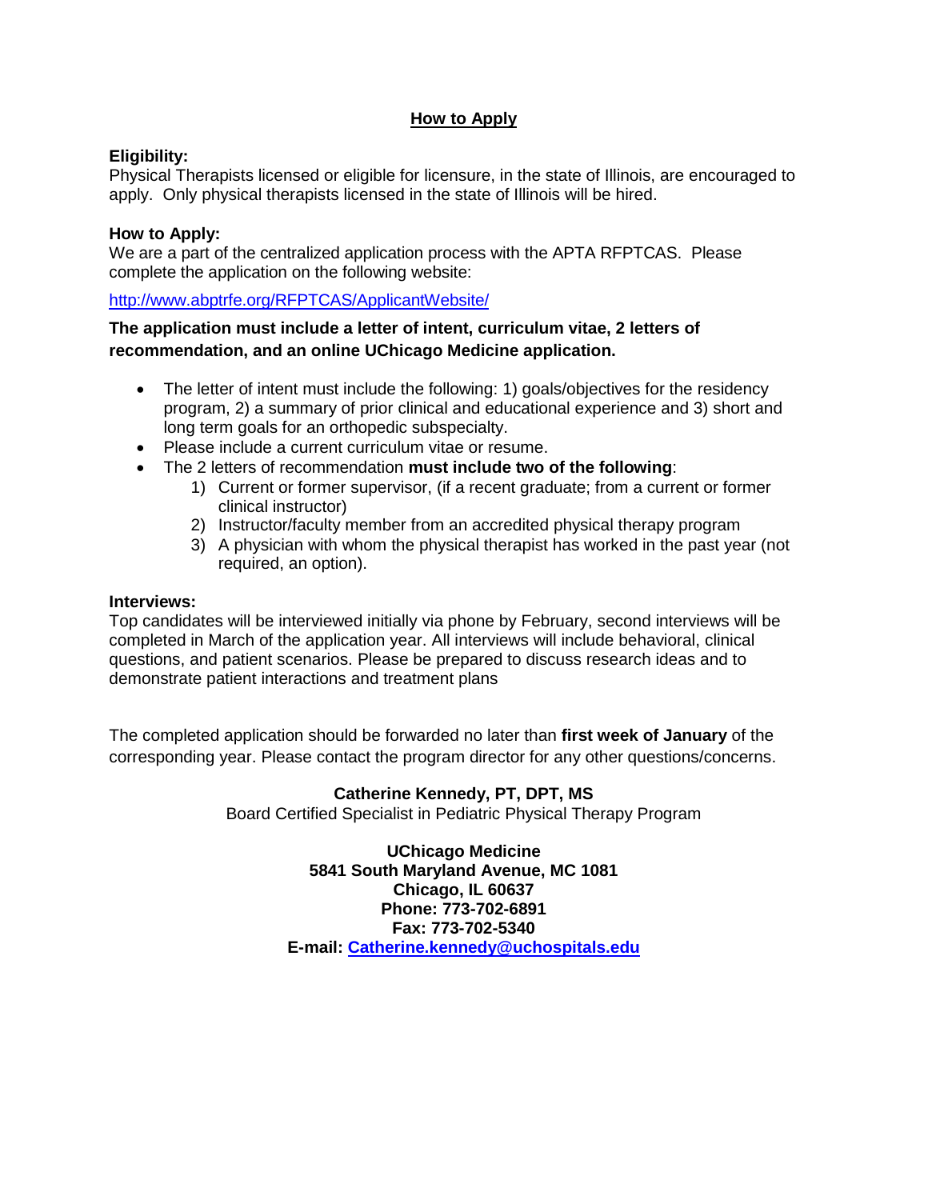## How to Apply

**Eligibility:**
Physical Therapists licensed or eligible for licensure, in the state of Illinois, are encouraged to apply. Only physical therapists licensed in the state of Illinois will be hired.

**How to Apply:**
We are a part of the centralized application process with the APTA RFPTCAS. Please complete the application on the following website:

[http://www.abptrfe.org/RFPTCAS/ApplicantWebsite/](http://www.abptrfe.org/RFPTCAS/ApplicantWebsite/)

**The application must include a letter of intent, curriculum vitae, 2 letters of recommendation, and an online UChicago Medicine application.**

- The letter of intent must include the following: 1) goals/objectives for the residency program, 2) a summary of prior clinical and educational experience and 3) short and long term goals for an orthopedic subspecialty.
- Please include a current curriculum vitae or resume.
- The 2 letters of recommendation **must include two of the following**:
  1) Current or former supervisor, (if a recent graduate; from a current or former clinical instructor)
  2) Instructor/faculty member from an accredited physical therapy program
  3) A physician with whom the physical therapist has worked in the past year (not required, an option).

**Interviews:**
Top candidates will be interviewed initially via phone by February, second interviews will be completed in March of the application year. All interviews will include behavioral, clinical questions, and patient scenarios. Please be prepared to discuss research ideas and to demonstrate patient interactions and treatment plans

The completed application should be forwarded no later than **first week of January** of the corresponding year. Please contact the program director for any other questions/concerns.

**Catherine Kennedy, PT, DPT, MS**
Board Certified Specialist in Pediatric Physical Therapy Program

**UChicago Medicine**
**5841 South Maryland Avenue, MC 1081**
**Chicago, IL 60637**
**Phone: 773-702-6891**
**Fax: 773-702-5340**
**E-mail: [Catherine.kennedy@uchospitals.edu](mailto:Catherine.kennedy@uchospitals.edu)**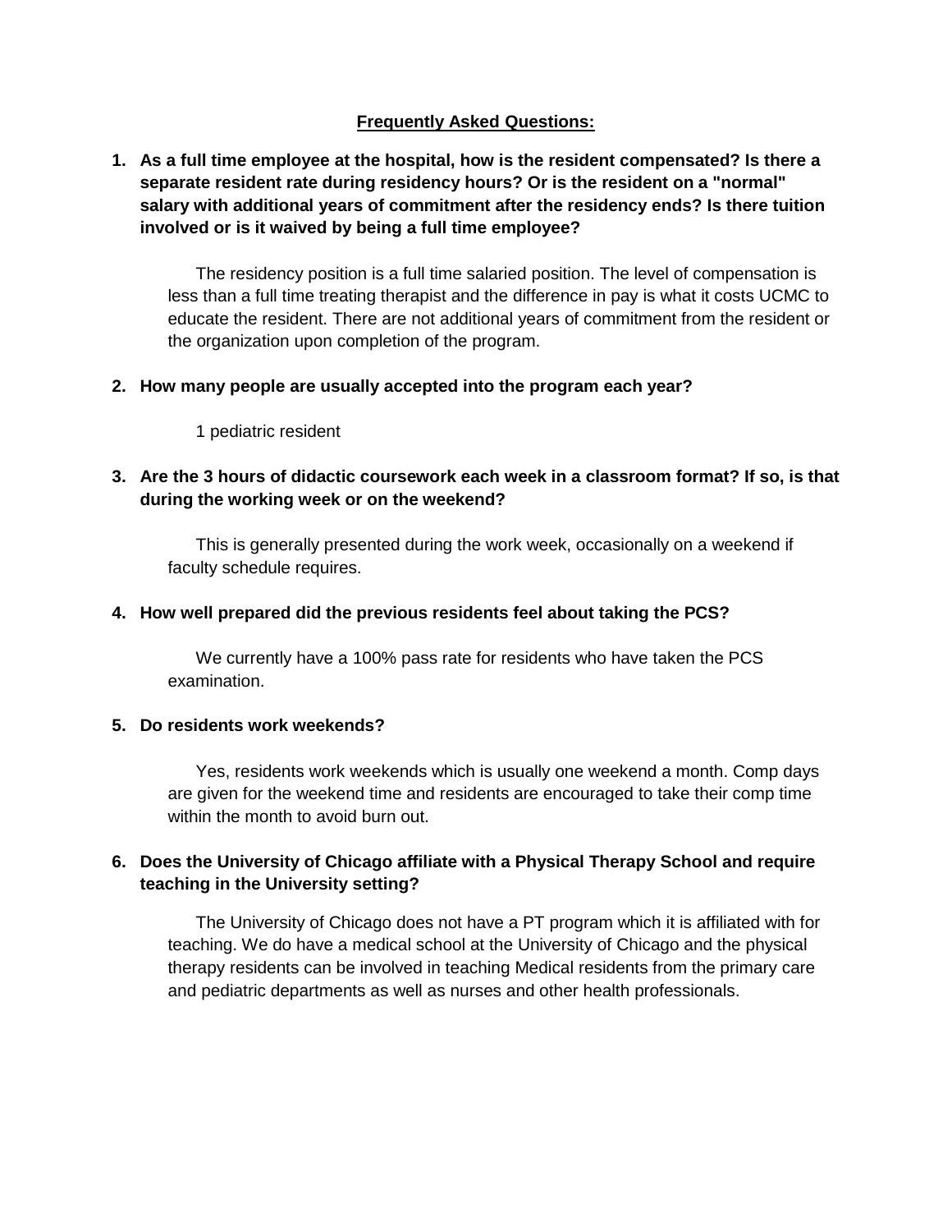## Frequently Asked Questions:

1. **As a full time employee at the hospital, how is the resident compensated? Is there a separate resident rate during residency hours? Or is the resident on a "normal" salary with additional years of commitment after the residency ends? Is there tuition involved or is it waived by being a full time employee?**

   The residency position is a full time salaried position. The level of compensation is less than a full time treating therapist and the difference in pay is what it costs UCMC to educate the resident. There are not additional years of commitment from the resident or the organization upon completion of the program.

2. **How many people are usually accepted into the program each year?**

   1 pediatric resident

3. **Are the 3 hours of didactic coursework each week in a classroom format? If so, is that during the working week or on the weekend?**

   This is generally presented during the work week, occasionally on a weekend if faculty schedule requires.

4. **How well prepared did the previous residents feel about taking the PCS?**

   We currently have a 100% pass rate for residents who have taken the PCS examination.

5. **Do residents work weekends?**

   Yes, residents work weekends which is usually one weekend a month. Comp days are given for the weekend time and residents are encouraged to take their comp time within the month to avoid burn out.

6. **Does the University of Chicago affiliate with a Physical Therapy School and require teaching in the University setting?**

   The University of Chicago does not have a PT program which it is affiliated with for teaching. We do have a medical school at the University of Chicago and the physical therapy residents can be involved in teaching Medical residents from the primary care and pediatric departments as well as nurses and other health professionals.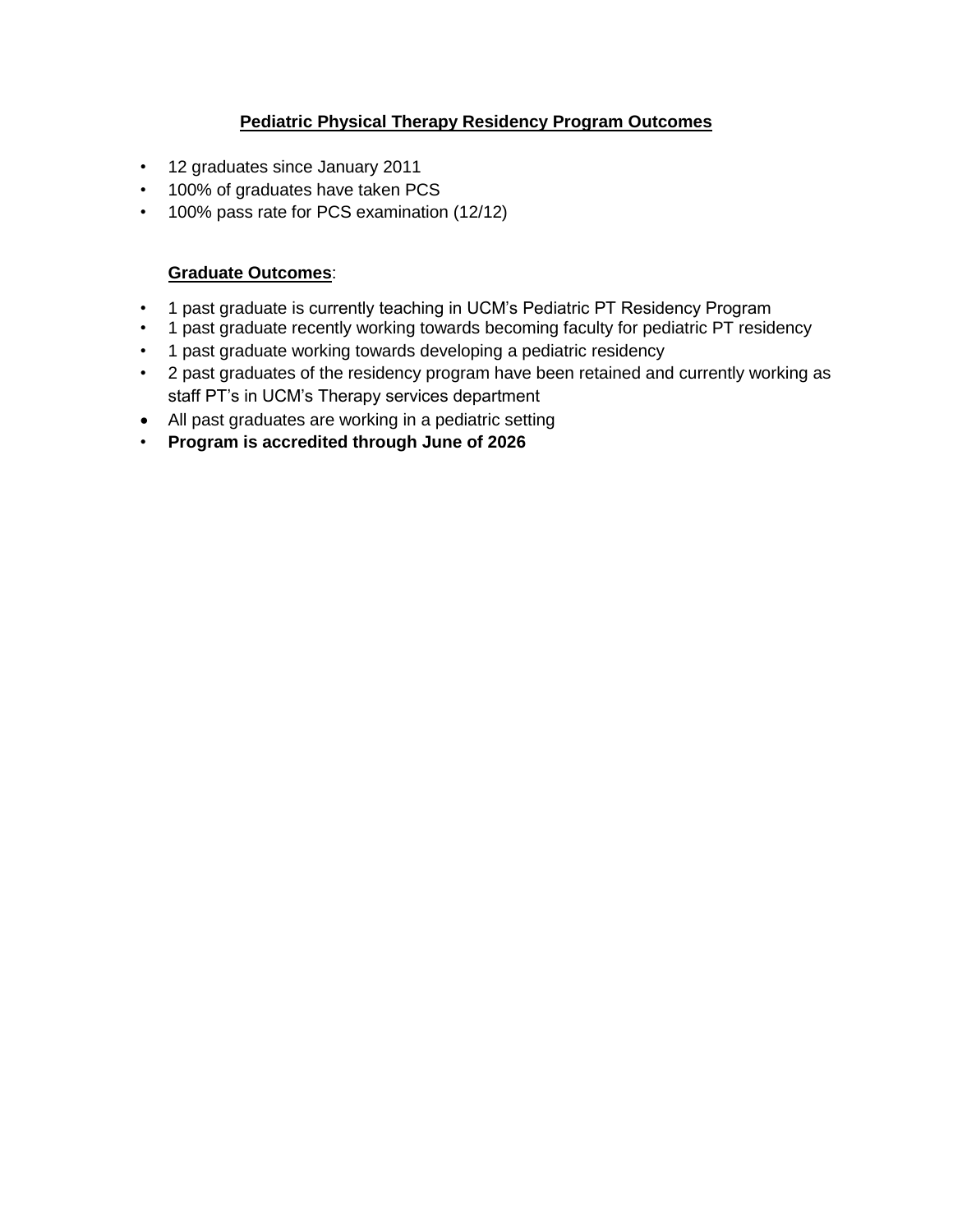## Pediatric Physical Therapy Residency Program Outcomes

- 12 graduates since January 2011
- 100% of graduates have taken PCS
- 100% pass rate for PCS examination (12/12)

### Graduate Outcomes:

- 1 past graduate is currently teaching in UCM's Pediatric PT Residency Program
- 1 past graduate recently working towards becoming faculty for pediatric PT residency
- 1 past graduate working towards developing a pediatric residency
- 2 past graduates of the residency program have been retained and currently working as staff PT's in UCM's Therapy services department
- All past graduates are working in a pediatric setting
- **Program is accredited through June of 2026**